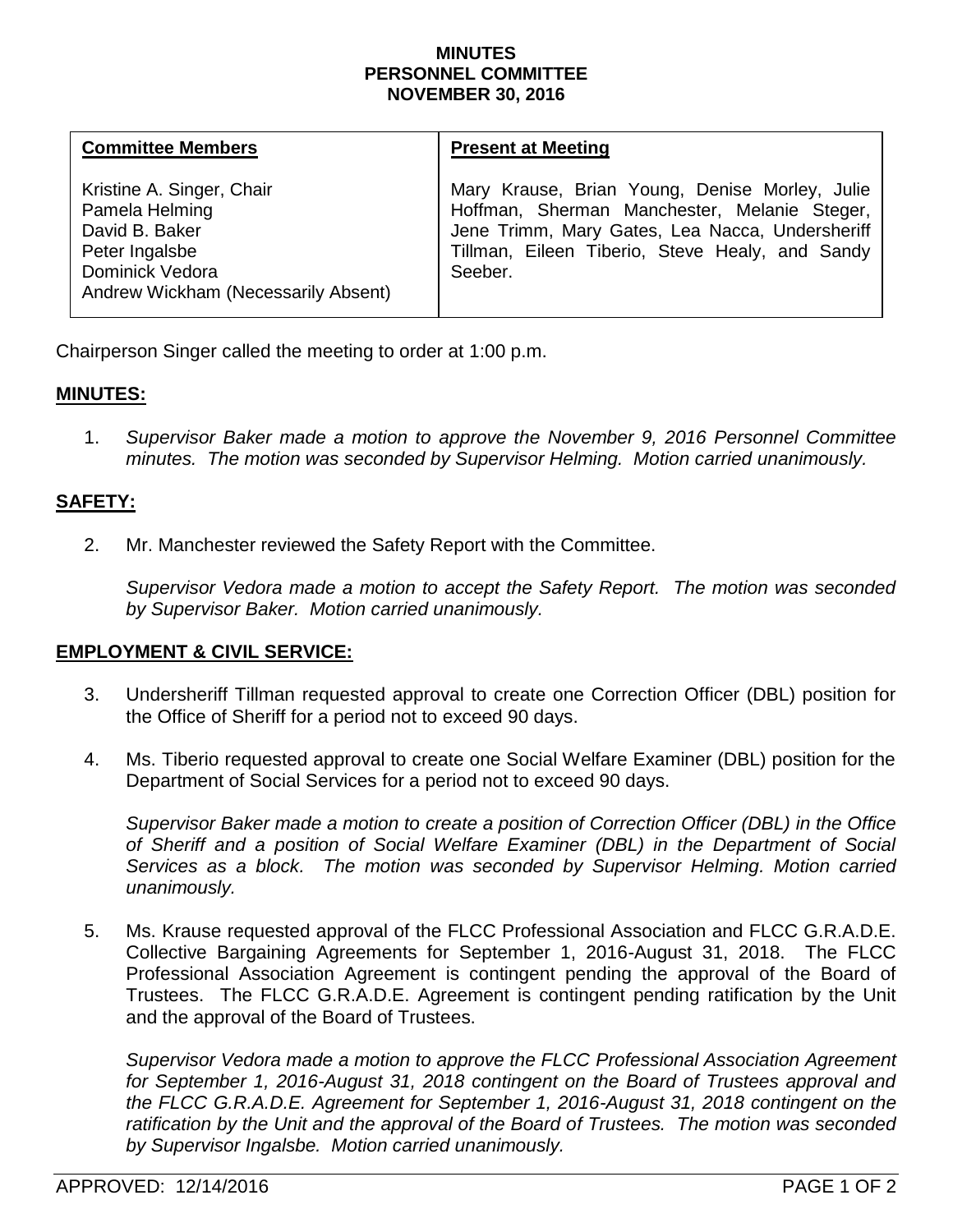**MINUTES**
**PERSONNEL COMMITTEE**
**NOVEMBER 30, 2016**

| **Committee Members** | **Present at Meeting** |
|---|---|
| Kristine A. Singer, Chair<br>Pamela Helming<br>David B. Baker<br>Peter Ingalsbe<br>Dominick Vedora<br>Andrew Wickham (Necessarily Absent) | Mary Krause, Brian Young, Denise Morley, Julie Hoffman, Sherman Manchester, Melanie Steger, Jene Trimm, Mary Gates, Lea Nacca, Undersheriff Tillman, Eileen Tiberio, Steve Healy, and Sandy Seeber. |

Chairperson Singer called the meeting to order at 1:00 p.m.

## MINUTES:

1. *Supervisor Baker made a motion to approve the November 9, 2016 Personnel Committee minutes. The motion was seconded by Supervisor Helming. Motion carried unanimously.*

## SAFETY:

2. Mr. Manchester reviewed the Safety Report with the Committee.

   *Supervisor Vedora made a motion to accept the Safety Report. The motion was seconded by Supervisor Baker. Motion carried unanimously.*

## EMPLOYMENT & CIVIL SERVICE:

3. Undersheriff Tillman requested approval to create one Correction Officer (DBL) position for the Office of Sheriff for a period not to exceed 90 days.

4. Ms. Tiberio requested approval to create one Social Welfare Examiner (DBL) position for the Department of Social Services for a period not to exceed 90 days.

   *Supervisor Baker made a motion to create a position of Correction Officer (DBL) in the Office of Sheriff and a position of Social Welfare Examiner (DBL) in the Department of Social Services as a block. The motion was seconded by Supervisor Helming. Motion carried unanimously.*

5. Ms. Krause requested approval of the FLCC Professional Association and FLCC G.R.A.D.E. Collective Bargaining Agreements for September 1, 2016-August 31, 2018. The FLCC Professional Association Agreement is contingent pending the approval of the Board of Trustees. The FLCC G.R.A.D.E. Agreement is contingent pending ratification by the Unit and the approval of the Board of Trustees.

   *Supervisor Vedora made a motion to approve the FLCC Professional Association Agreement for September 1, 2016-August 31, 2018 contingent on the Board of Trustees approval and the FLCC G.R.A.D.E. Agreement for September 1, 2016-August 31, 2018 contingent on the ratification by the Unit and the approval of the Board of Trustees. The motion was seconded by Supervisor Ingalsbe. Motion carried unanimously.*

APPROVED: 12/14/2016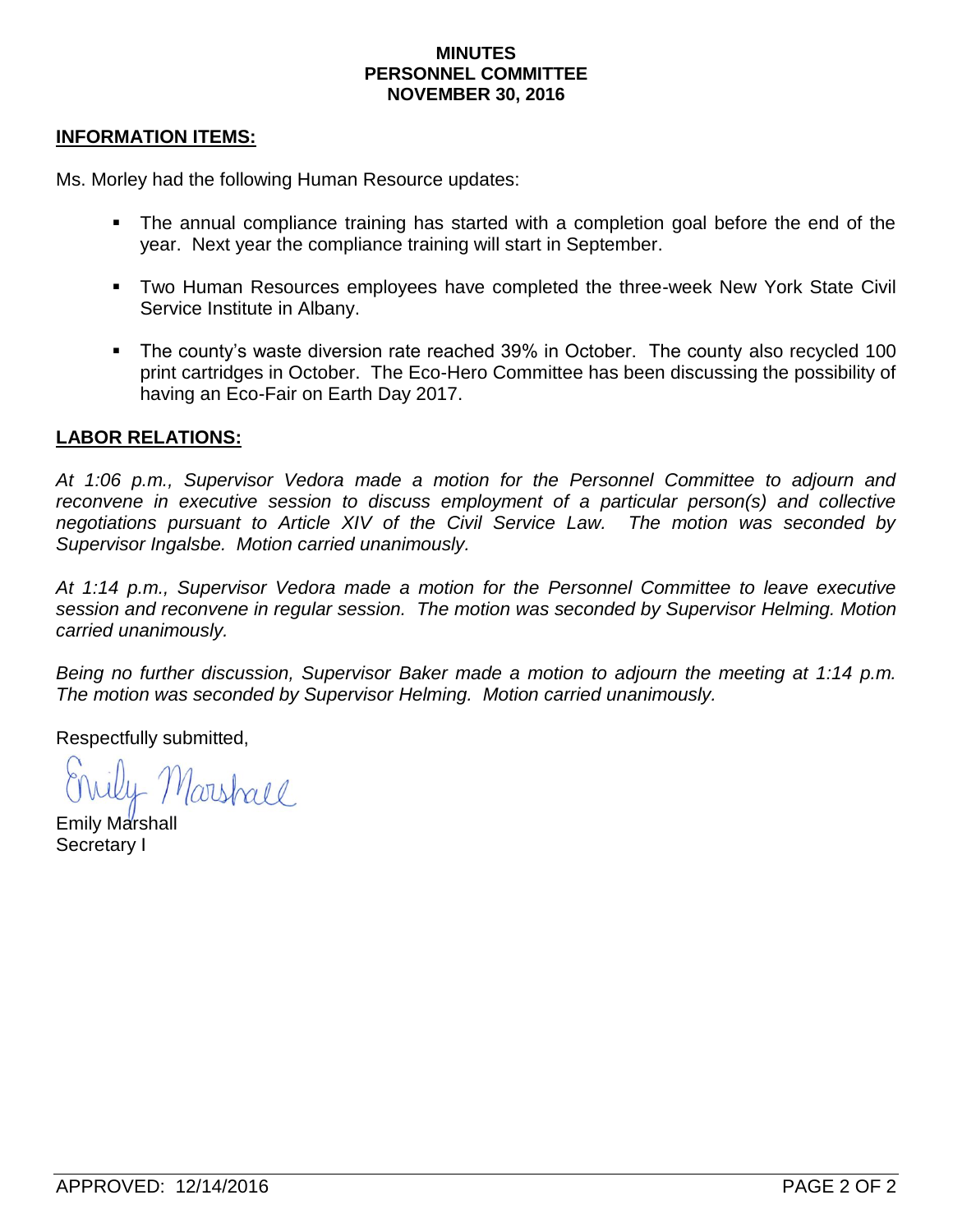**MINUTES**
**PERSONNEL COMMITTEE**
**NOVEMBER 30, 2016**

## INFORMATION ITEMS:

Ms. Morley had the following Human Resource updates:

- The annual compliance training has started with a completion goal before the end of the year. Next year the compliance training will start in September.
- Two Human Resources employees have completed the three-week New York State Civil Service Institute in Albany.
- The county's waste diversion rate reached 39% in October. The county also recycled 100 print cartridges in October. The Eco-Hero Committee has been discussing the possibility of having an Eco-Fair on Earth Day 2017.

## LABOR RELATIONS:

*At 1:06 p.m., Supervisor Vedora made a motion for the Personnel Committee to adjourn and reconvene in executive session to discuss employment of a particular person(s) and collective negotiations pursuant to Article XIV of the Civil Service Law. The motion was seconded by Supervisor Ingalsbe. Motion carried unanimously.*

*At 1:14 p.m., Supervisor Vedora made a motion for the Personnel Committee to leave executive session and reconvene in regular session. The motion was seconded by Supervisor Helming. Motion carried unanimously.*

*Being no further discussion, Supervisor Baker made a motion to adjourn the meeting at 1:14 p.m. The motion was seconded by Supervisor Helming. Motion carried unanimously.*

Respectfully submitted,

Emily Marshall

Emily Marshall
Secretary I

APPROVED: 12/14/2016